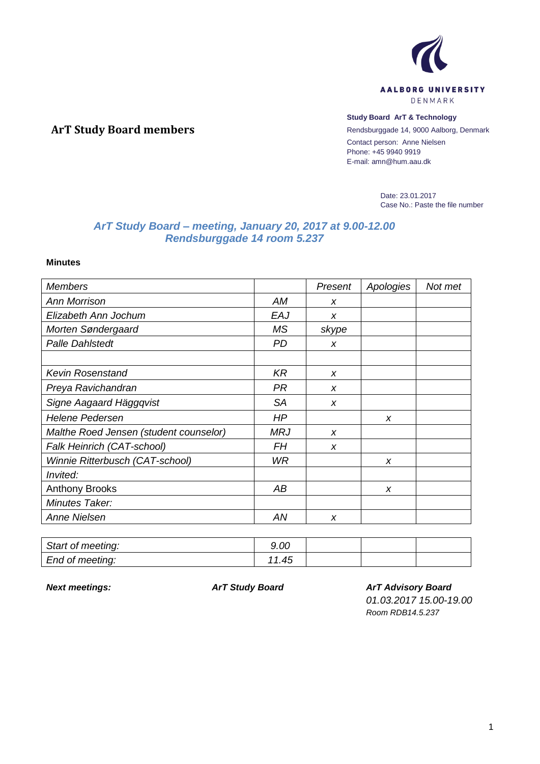AALBORG UNIVERSITY
DENMARK

**Study Board ArT & Technology**
Rendsburggade 14, 9000 Aalborg, Denmark
Contact person: Anne Nielsen
Phone: +45 9940 9919
E-mail: amn@hum.aau.dk

# ArT Study Board members

Date: 23.01.2017
Case No.: Paste the file number

## *ArT Study Board – meeting, January 20, 2017 at 9.00-12.00*
## *Rendsburggade 14 room 5.237*

**Minutes**

| *Members* | | *Present* | *Apologies* | *Not met* |
|---|---|---|---|---|
| *Ann Morrison* | *AM* | *x* | | |
| *Elizabeth Ann Jochum* | *EAJ* | *x* | | |
| *Morten Søndergaard* | *MS* | *skype* | | |
| *Palle Dahlstedt* | *PD* | *x* | | |
| | | | | |
| *Kevin Rosenstand* | *KR* | *x* | | |
| *Preya Ravichandran* | *PR* | *x* | | |
| *Signe Aagaard Häggqvist* | *SA* | *x* | | |
| *Helene Pedersen* | *HP* | | *x* | |
| *Malthe Roed Jensen (student counselor)* | *MRJ* | *x* | | |
| *Falk Heinrich (CAT-school)* | *FH* | *x* | | |
| *Winnie Ritterbusch (CAT-school)* | *WR* | | *x* | |
| *Invited:* | | | | |
| Anthony Brooks | *AB* | | *x* | |
| *Minutes Taker:* | | | | |
| *Anne Nielsen* | *AN* | *x* | | |

| *Start of meeting:* | *9.00* | | | |
|---|---|---|---|---|
| *End of meeting:* | *11.45* | | | |

***Next meetings:*** ***ArT Study Board*** ***ArT Advisory Board***
*01.03.2017 15.00-19.00*
*Room RDB14.5.237*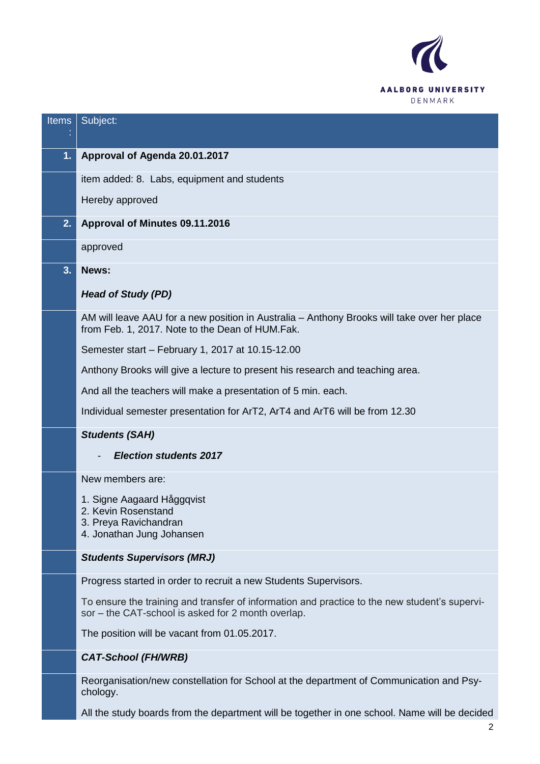| Items: | Subject: |
|---|---|
| **1.** | **Approval of Agenda 20.01.2017** |
| | item added: 8. Labs, equipment and students<br><br>Hereby approved |
| **2.** | **Approval of Minutes 09.11.2016** |
| | approved |
| **3.** | **News:**<br><br>***Head of Study (PD)*** |
| | AM will leave AAU for a new position in Australia – Anthony Brooks will take over her place from Feb. 1, 2017. Note to the Dean of HUM.Fak.<br><br>Semester start – February 1, 2017 at 10.15-12.00<br><br>Anthony Brooks will give a lecture to present his research and teaching area.<br><br>And all the teachers will make a presentation of 5 min. each.<br><br>Individual semester presentation for ArT2, ArT4 and ArT6 will be from 12.30 |
| | ***Students (SAH)***<br><br>- ***Election students 2017*** |
| | New members are:<br><br>1. Signe Aagaard Hålggqvist<br>2. Kevin Rosenstand<br>3. Preya Ravichandran<br>4. Jonathan Jung Johansen |
| | ***Students Supervisors (MRJ)*** |
| | Progress started in order to recruit a new Students Supervisors.<br><br>To ensure the training and transfer of information and practice to the new student's supervisor – the CAT-school is asked for 2 month overlap.<br><br>The position will be vacant from 01.05.2017. |
| | ***CAT-School (FH/WRB)*** |
| | Reorganisation/new constellation for School at the department of Communication and Psychology.<br><br>All the study boards from the department will be together in one school. Name will be decided |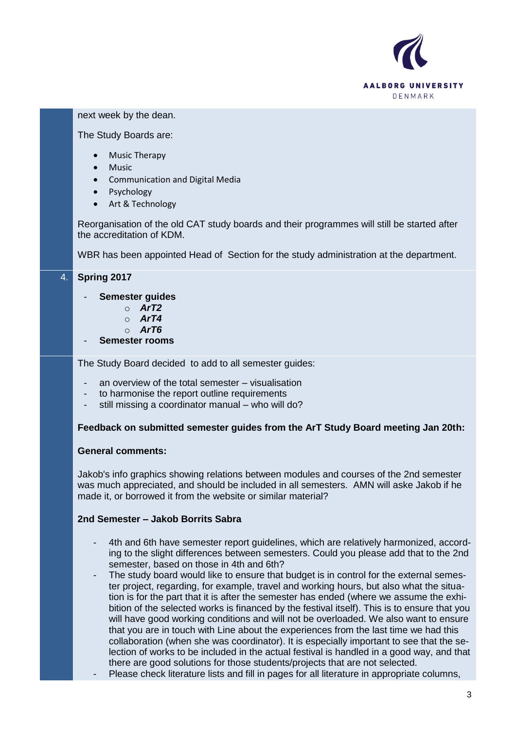next week by the dean.

The Study Boards are:

- Music Therapy
- Music
- Communication and Digital Media
- Psychology
- Art & Technology

Reorganisation of the old CAT study boards and their programmes will still be started after the accreditation of KDM.

WBR has been appointed Head of Section for the study administration at the department.

4. **Spring 2017**

- **Semester guides**
  - ***ArT2***
  - ***ArT4***
  - ***ArT6***
- **Semester rooms**

The Study Board decided to add to all semester guides:

- an overview of the total semester – visualisation
- to harmonise the report outline requirements
- still missing a coordinator manual – who will do?

**Feedback on submitted semester guides from the ArT Study Board meeting Jan 20th:**

**General comments:**

Jakob's info graphics showing relations between modules and courses of the 2nd semester was much appreciated, and should be included in all semesters. AMN will aske Jakob if he made it, or borrowed it from the website or similar material?

**2nd Semester – Jakob Borrits Sabra**

- 4th and 6th have semester report guidelines, which are relatively harmonized, according to the slight differences between semesters. Could you please add that to the 2nd semester, based on those in 4th and 6th?
- The study board would like to ensure that budget is in control for the external semester project, regarding, for example, travel and working hours, but also what the situation is for the part that it is after the semester has ended (where we assume the exhibition of the selected works is financed by the festival itself). This is to ensure that you will have good working conditions and will not be overloaded. We also want to ensure that you are in touch with Line about the experiences from the last time we had this collaboration (when she was coordinator). It is especially important to see that the selection of works to be included in the actual festival is handled in a good way, and that there are good solutions for those students/projects that are not selected.
- Please check literature lists and fill in pages for all literature in appropriate columns,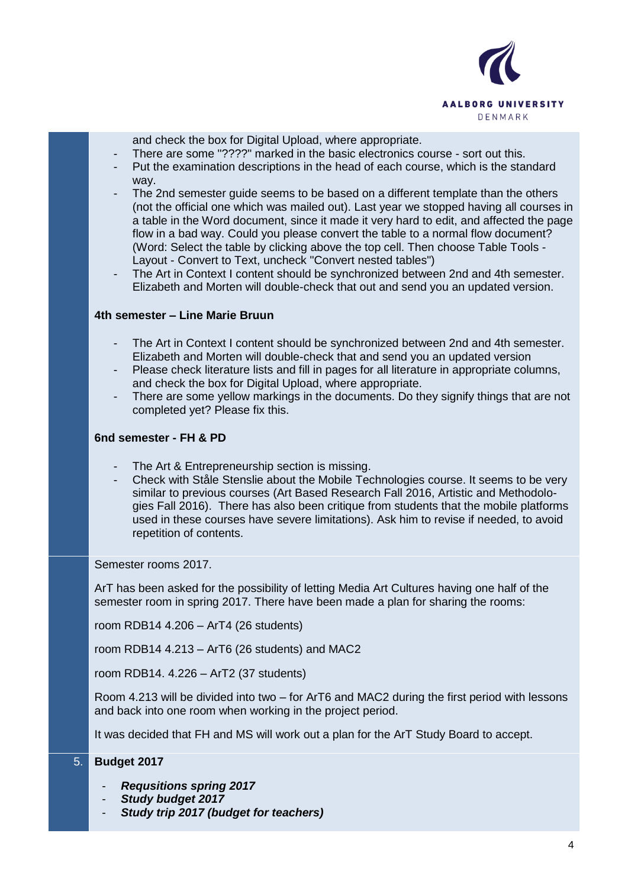and check the box for Digital Upload, where appropriate.

- There are some "????" marked in the basic electronics course - sort out this.
- Put the examination descriptions in the head of each course, which is the standard way.
- The 2nd semester guide seems to be based on a different template than the others (not the official one which was mailed out). Last year we stopped having all courses in a table in the Word document, since it made it very hard to edit, and affected the page flow in a bad way. Could you please convert the table to a normal flow document? (Word: Select the table by clicking above the top cell. Then choose Table Tools - Layout - Convert to Text, uncheck "Convert nested tables")
- The Art in Context I content should be synchronized between 2nd and 4th semester. Elizabeth and Morten will double-check that out and send you an updated version.

**4th semester – Line Marie Bruun**

- The Art in Context I content should be synchronized between 2nd and 4th semester. Elizabeth and Morten will double-check that and send you an updated version
- Please check literature lists and fill in pages for all literature in appropriate columns, and check the box for Digital Upload, where appropriate.
- There are some yellow markings in the documents. Do they signify things that are not completed yet? Please fix this.

**6nd semester - FH & PD**

- The Art & Entrepreneurship section is missing.
- Check with Ståle Stenslie about the Mobile Technologies course. It seems to be very similar to previous courses (Art Based Research Fall 2016, Artistic and Methodologies Fall 2016). There has also been critique from students that the mobile platforms used in these courses have severe limitations). Ask him to revise if needed, to avoid repetition of contents.

Semester rooms 2017.

ArT has been asked for the possibility of letting Media Art Cultures having one half of the semester room in spring 2017. There have been made a plan for sharing the rooms:

room RDB14 4.206 – ArT4 (26 students)

room RDB14 4.213 – ArT6 (26 students) and MAC2

room RDB14. 4.226 – ArT2 (37 students)

Room 4.213 will be divided into two – for ArT6 and MAC2 during the first period with lessons and back into one room when working in the project period.

It was decided that FH and MS will work out a plan for the ArT Study Board to accept.

## 5. Budget 2017

- ***Requsitions spring 2017***
- ***Study budget 2017***
- ***Study trip 2017 (budget for teachers)***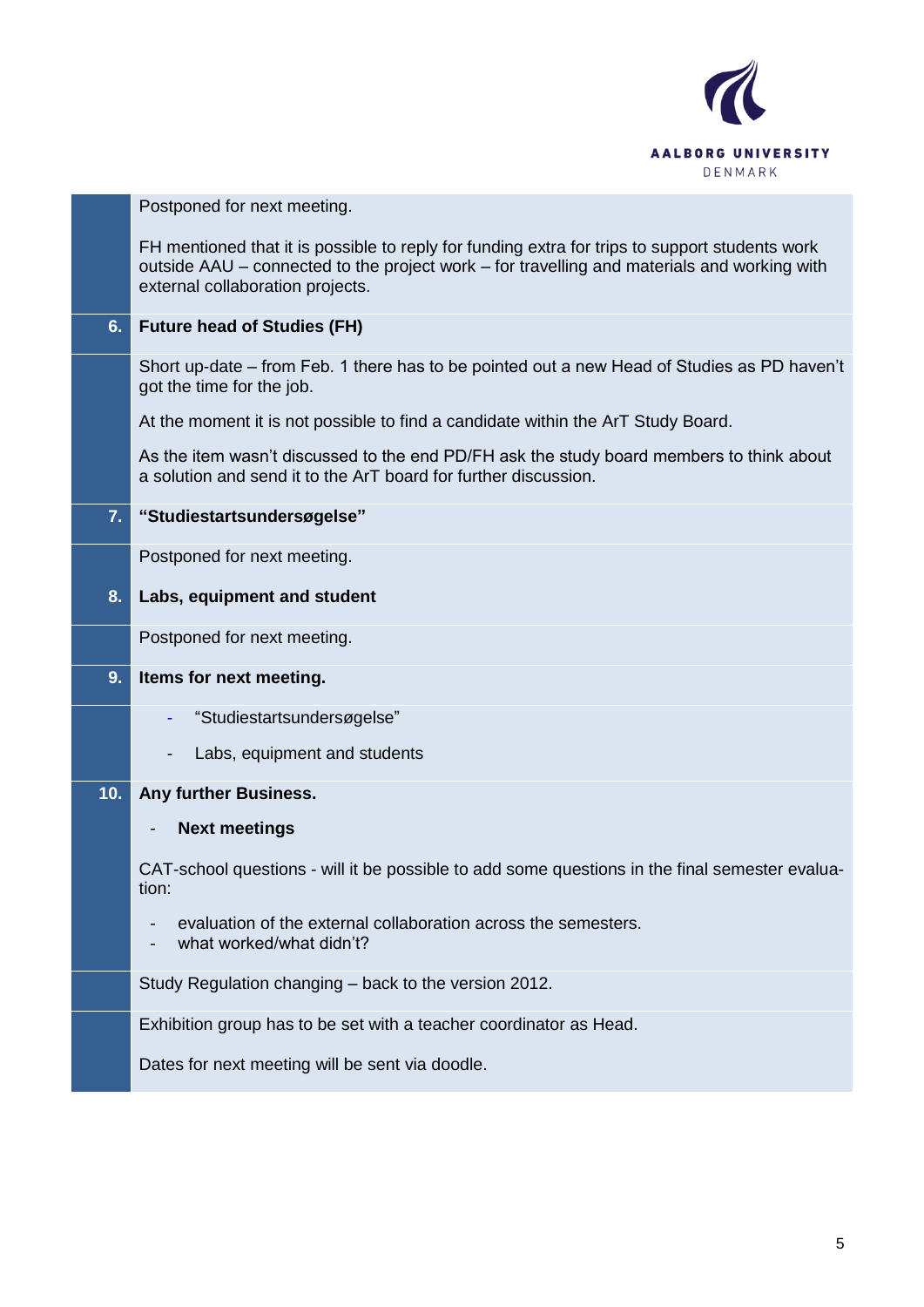Postponed for next meeting.

FH mentioned that it is possible to reply for funding extra for trips to support students work outside AAU – connected to the project work – for travelling and materials and working with external collaboration projects.

**6. Future head of Studies (FH)**

Short up-date – from Feb. 1 there has to be pointed out a new Head of Studies as PD haven't got the time for the job.

At the moment it is not possible to find a candidate within the ArT Study Board.

As the item wasn't discussed to the end PD/FH ask the study board members to think about a solution and send it to the ArT board for further discussion.

**7. "Studiestartsundersøgelse"**

Postponed for next meeting.

**8. Labs, equipment and student**

Postponed for next meeting.

**9. Items for next meeting.**

- "Studiestartsundersøgelse"
- Labs, equipment and students

**10. Any further Business.**

- **Next meetings**

CAT-school questions - will it be possible to add some questions in the final semester evaluation:

- evaluation of the external collaboration across the semesters.
- what worked/what didn't?

Study Regulation changing – back to the version 2012.

Exhibition group has to be set with a teacher coordinator as Head.

Dates for next meeting will be sent via doodle.